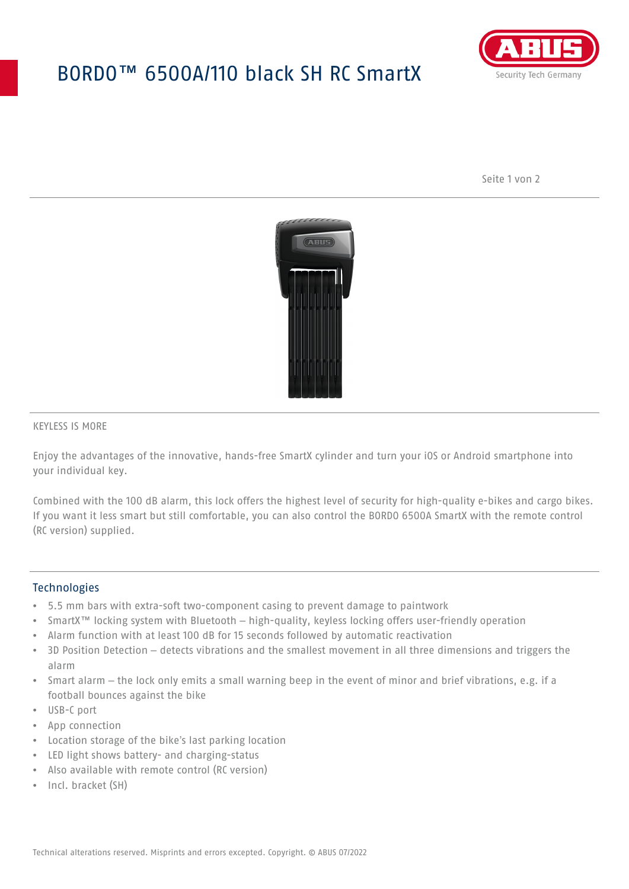# BORDO™ 6500A/110 black SH RC SmartX

KEYLESS IS MORE

Enjoy the advantages of the innovative, hands-free SmartX cylinder and turn your iOS or Android smartphone into your individual key.

Combined with the 100 dB alarm, this lock offers the highest level of security for high-quality e-bikes and cargo bikes. If you want it less smart but still comfortable, you can also control the BORDO 6500A SmartX with the remote control (RC version) supplied.

## Technologies

- 5.5 mm bars with extra-soft two-component casing to prevent damage to paintwork
- SmartX™ locking system with Bluetooth – high-quality, keyless locking offers user-friendly operation
- Alarm function with at least 100 dB for 15 seconds followed by automatic reactivation
- 3D Position Detection – detects vibrations and the smallest movement in all three dimensions and triggers the alarm
- Smart alarm – the lock only emits a small warning beep in the event of minor and brief vibrations, e.g. if a football bounces against the bike
- USB-C port
- App connection
- Location storage of the bike's last parking location
- LED light shows battery- and charging-status
- Also available with remote control (RC version)
- Incl. bracket (SH)

Technical alterations reserved. Misprints and errors excepted. Copyright. © ABUS 07/2022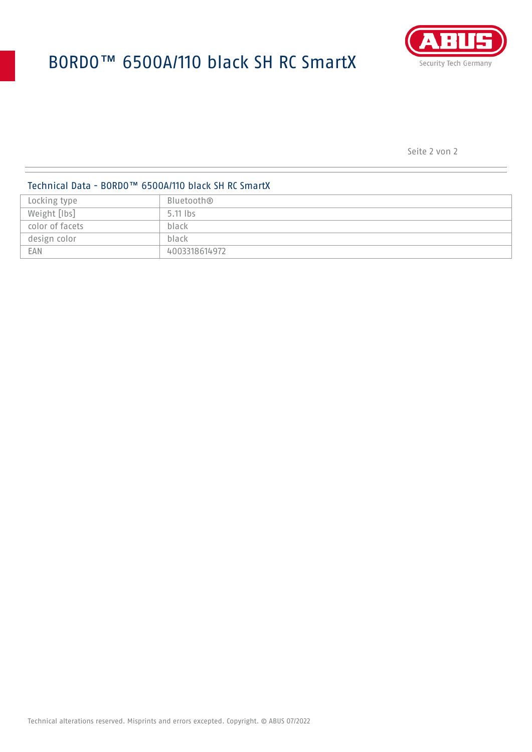# BORDO™ 6500A/110 black SH RC SmartX

## Technical Data - BORDO™ 6500A/110 black SH RC SmartX

| | |
|---|---|
| Locking type | Bluetooth® |
| Weight [lbs] | 5.11 lbs |
| color of facets | black |
| design color | black |
| EAN | 4003318614972 |

Technical alterations reserved. Misprints and errors excepted. Copyright. © ABUS 07/2022